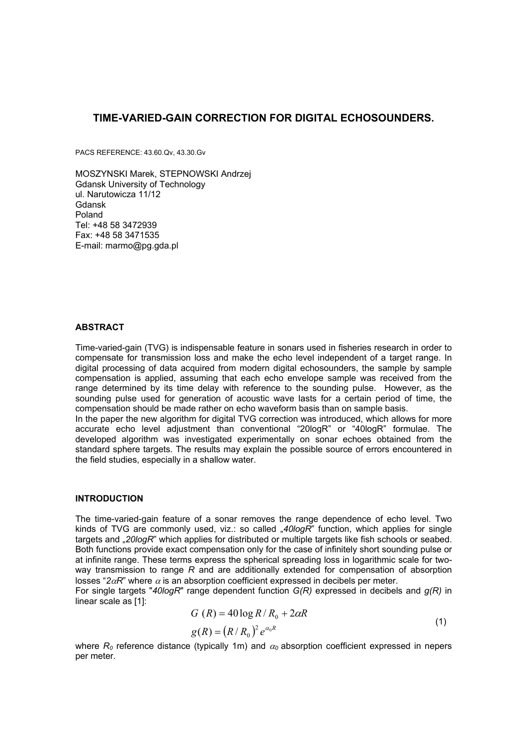# TIME-VARIED-GAIN CORRECTION FOR DIGITAL ECHOSOUNDERS.

PACS REFERENCE: 43.60.Qv, 43.30.Gv

MOSZYNSKI Marek, STEPNOWSKI Andrzej
Gdansk University of Technology
ul. Narutowicza 11/12
Gdansk
Poland
Tel: +48 58 3472939
Fax: +48 58 3471535
E-mail: marmo@pg.gda.pl

## ABSTRACT

Time-varied-gain (TVG) is indispensable feature in sonars used in fisheries research in order to compensate for transmission loss and make the echo level independent of a target range. In digital processing of data acquired from modern digital echosounders, the sample by sample compensation is applied, assuming that each echo envelope sample was received from the range determined by its time delay with reference to the sounding pulse. However, as the sounding pulse used for generation of acoustic wave lasts for a certain period of time, the compensation should be made rather on echo waveform basis than on sample basis.

In the paper the new algorithm for digital TVG correction was introduced, which allows for more accurate echo level adjustment than conventional "20logR" or "40logR" formulae. The developed algorithm was investigated experimentally on sonar echoes obtained from the standard sphere targets. The results may explain the possible source of errors encountered in the field studies, especially in a shallow water.

## INTRODUCTION

The time-varied-gain feature of a sonar removes the range dependence of echo level. Two kinds of TVG are commonly used, viz.: so called „*40logR*" function, which applies for single targets and „*20logR*" which applies for distributed or multiple targets like fish schools or seabed. Both functions provide exact compensation only for the case of infinitely short sounding pulse or at infinite range. These terms express the spherical spreading loss in logarithmic scale for two-way transmission to range $R$ and are additionally extended for compensation of absorption losses "$2\alpha R$" where $\alpha$ is an absorption coefficient expressed in decibels per meter.

For single targets "*40logR*" range dependent function $G(R)$ expressed in decibels and $g(R)$ in linear scale as [1]:

$$
\begin{aligned}
G\,(R) &= 40\log R/R_0 + 2\alpha R \\
g(R) &= \left(R/R_0\right)^2 e^{\alpha_0 R}
\end{aligned}
\tag{1}
$$

where $R_0$ reference distance (typically 1m) and $\alpha_0$ absorption coefficient expressed in nepers per meter.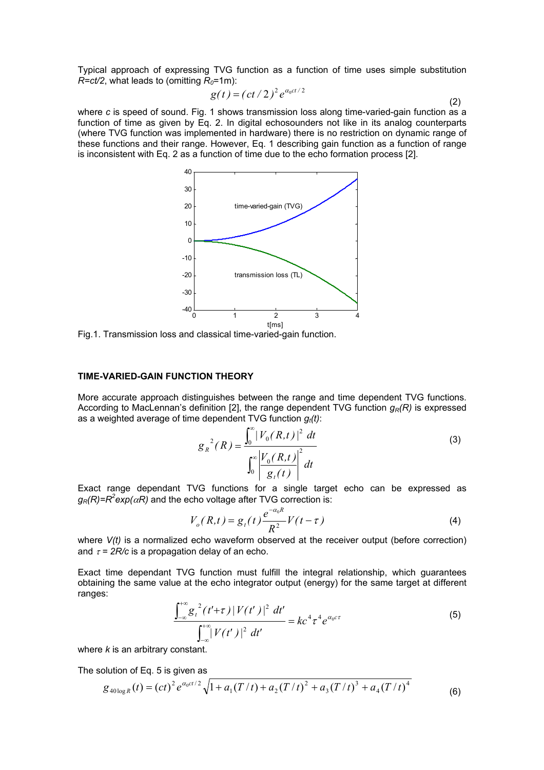Typical approach of expressing TVG function as a function of time uses simple substitution $R=ct/2$, what leads to (omitting $R_0$=1m):

$$g(t) = (ct/2)^2 e^{\alpha_0 ct/2} \tag{2}$$

where $c$ is speed of sound. Fig. 1 shows transmission loss along time-varied-gain function as a function of time as given by Eq. 2. In digital echosounders not like in its analog counterparts (where TVG function was implemented in hardware) there is no restriction on dynamic range of these functions and their range. However, Eq. 1 describing gain function as a function of range is inconsistent with Eq. 2 as a function of time due to the echo formation process [2].

Fig.1. Transmission loss and classical time-varied-gain function.

## TIME-VARIED-GAIN FUNCTION THEORY

More accurate approach distinguishes between the range and time dependent TVG functions. According to MacLennan's definition [2], the range dependent TVG function $g_R(R)$ is expressed as a weighted average of time dependent TVG function $g_t(t)$:

$$g_R^{\,2}(R) = \frac{\int_0^{\infty} |V_0(R,t)|^2 \, dt}{\int_0^{\infty} \left| \frac{V_0(R,t)}{g_t(t)} \right|^2 dt} \tag{3}$$

Exact range dependant TVG functions for a single target echo can be expressed as $g_R(R)=R^2 exp(\alpha R)$ and the echo voltage after TVG correction is:

$$V_o(R,t) = g_t(t) \frac{e^{-\alpha_0 R}}{R^2} V(t-\tau) \tag{4}$$

where $V(t)$ is a normalized echo waveform observed at the receiver output (before correction) and $\tau = 2R/c$ is a propagation delay of an echo.

Exact time dependant TVG function must fulfill the integral relationship, which guarantees obtaining the same value at the echo integrator output (energy) for the same target at different ranges:

$$\frac{\int_{-\infty}^{+\infty} g_t^{\,2}(t'+\tau) \, |V(t')|^2 \, dt'}{\int_{-\infty}^{+\infty} |V(t')|^2 \, dt'} = kc^4 \tau^4 e^{\alpha_0 c \tau} \tag{5}$$

where $k$ is an arbitrary constant.

The solution of Eq. 5 is given as

$$g_{40\log R}(t) = (ct)^2 e^{\alpha_0 ct/2} \sqrt{1 + a_1 (T/t) + a_2 (T/t)^2 + a_3 (T/t)^3 + a_4 (T/t)^4} \tag{6}$$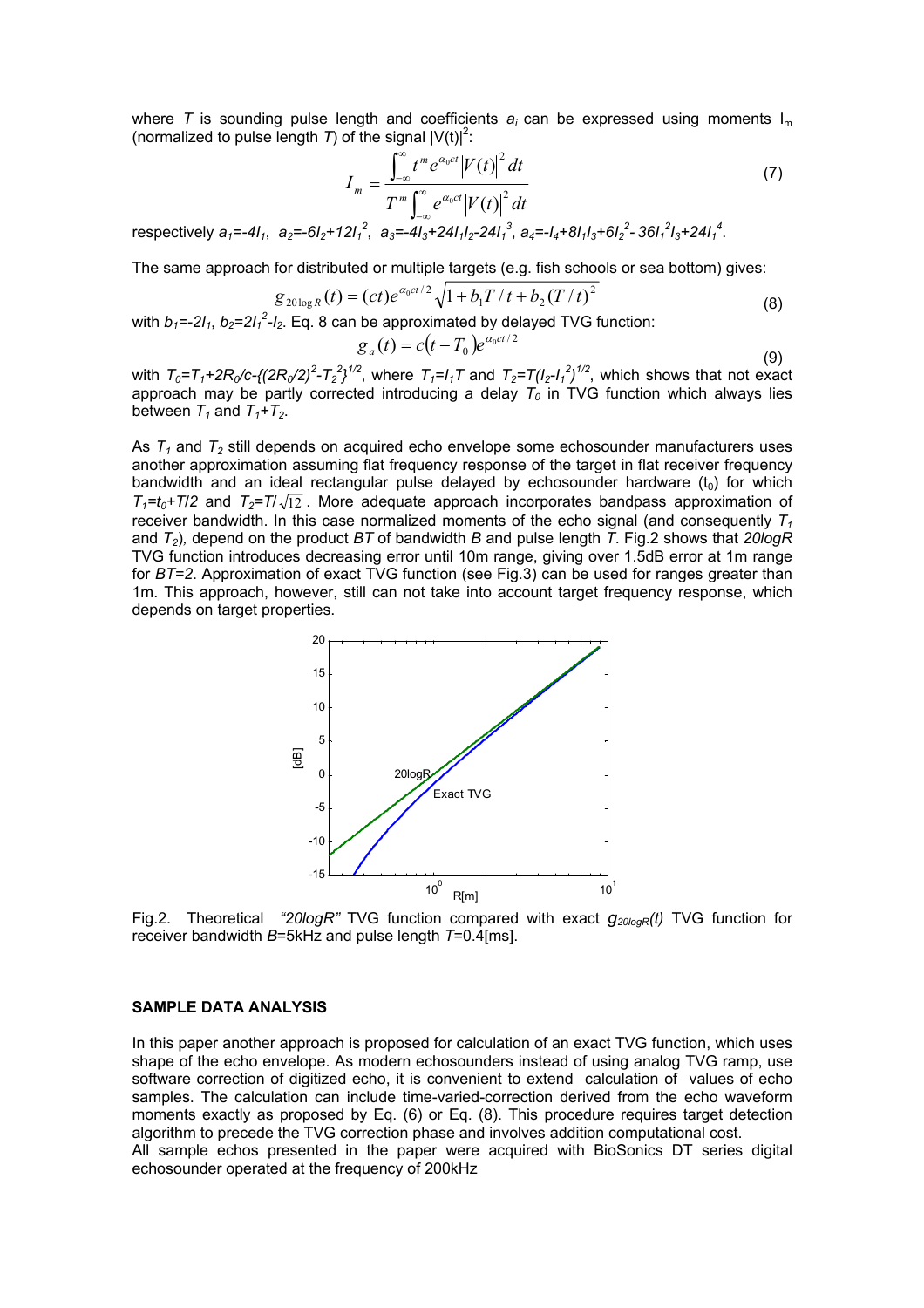where $T$ is sounding pulse length and coefficients $a_i$ can be expressed using moments $I_m$ (normalized to pulse length $T$) of the signal $|V(t)|^2$:

$$I_m = \frac{\int_{-\infty}^{\infty} t^m e^{\alpha_0 ct} |V(t)|^2 dt}{T^m \int_{-\infty}^{\infty} e^{\alpha_0 ct} |V(t)|^2 dt} \tag{7}$$

respectively $a_1=-4I_1$, $a_2=-6I_2+12I_1^2$, $a_3=-4I_3+24I_1I_2-24I_1^3$, $a_4=-I_4+8I_1I_3+6I_2^2-36I_1^2I_3+24I_1^4$.

The same approach for distributed or multiple targets (e.g. fish schools or sea bottom) gives:

$$g_{20\log R}(t) = (ct)e^{\alpha_0 ct/2}\sqrt{1 + b_1 T/t + b_2 (T/t)^2} \tag{8}$$

with $b_1=-2I_1$, $b_2=2I_1^2-I_2$. Eq. 8 can be approximated by delayed TVG function:

$$g_a(t) = c(t - T_0)e^{\alpha_0 ct/2} \tag{9}$$

with $T_0=T_1+2R_0/c-\{(2R_0/2)^2-T_2^2\}^{1/2}$, where $T_1=I_1T$ and $T_2=T(I_2-I_1^2)^{1/2}$, which shows that not exact approach may be partly corrected introducing a delay $T_0$ in TVG function which always lies between $T_1$ and $T_1+T_2$.

As $T_1$ and $T_2$ still depends on acquired echo envelope some echosounder manufacturers uses another approximation assuming flat frequency response of the target in flat receiver frequency bandwidth and an ideal rectangular pulse delayed by echosounder hardware ($t_0$) for which $T_1=t_0+T/2$ and $T_2=T/\sqrt{12}$. More adequate approach incorporates bandpass approximation of receiver bandwidth. In this case normalized moments of the echo signal (and consequently $T_1$ and $T_2$), depend on the product $BT$ of bandwidth $B$ and pulse length $T$. Fig.2 shows that *20logR* TVG function introduces decreasing error until 10m range, giving over 1.5dB error at 1m range for $BT=2$. Approximation of exact TVG function (see Fig.3) can be used for ranges greater than 1m. This approach, however, still can not take into account target frequency response, which depends on target properties.

Fig.2. Theoretical *"20logR"* TVG function compared with exact $g_{20logR}(t)$ TVG function for receiver bandwidth $B$=5kHz and pulse length $T$=0.4[ms].

## SAMPLE DATA ANALYSIS

In this paper another approach is proposed for calculation of an exact TVG function, which uses shape of the echo envelope. As modern echosounders instead of using analog TVG ramp, use software correction of digitized echo, it is convenient to extend calculation of values of echo samples. The calculation can include time-varied-correction derived from the echo waveform moments exactly as proposed by Eq. (6) or Eq. (8). This procedure requires target detection algorithm to precede the TVG correction phase and involves addition computational cost.

All sample echos presented in the paper were acquired with BioSonics DT series digital echosounder operated at the frequency of 200kHz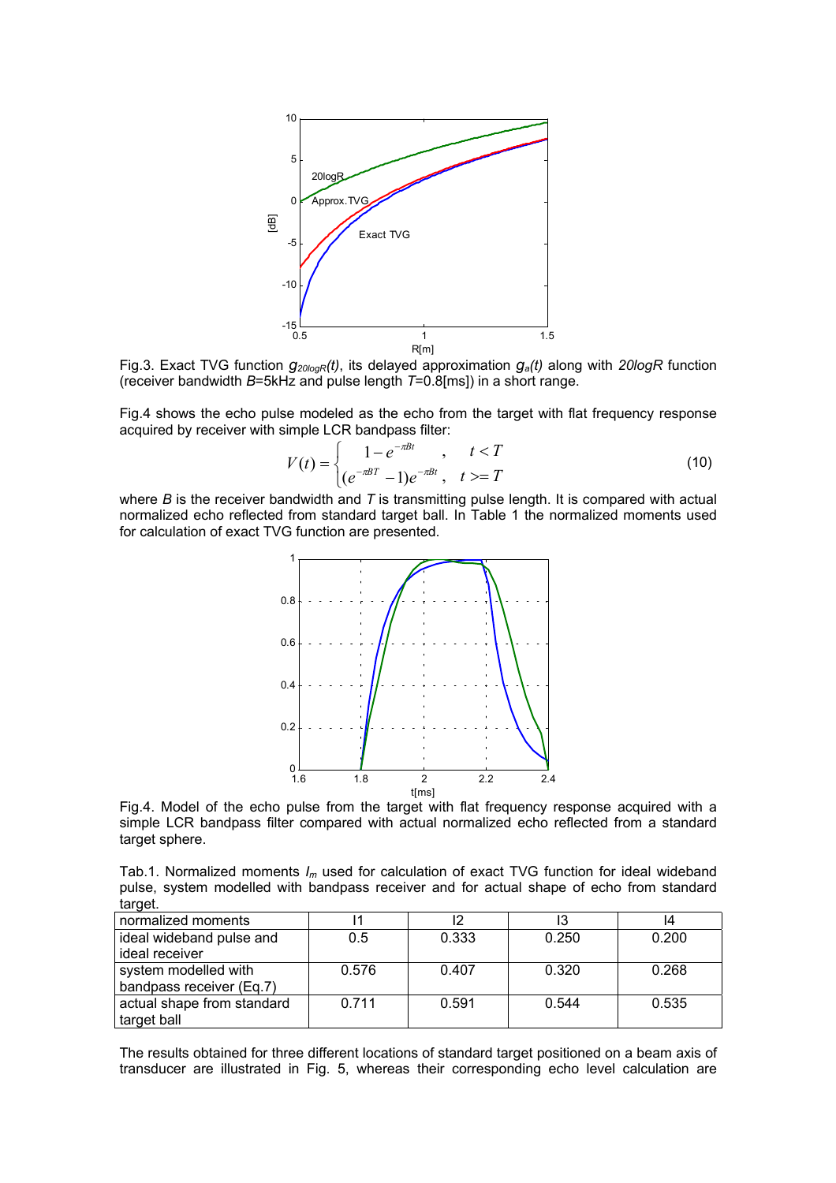Fig.3. Exact TVG function $g_{20logR}(t)$, its delayed approximation $g_a(t)$ along with *20logR* function (receiver bandwidth $B$=5kHz and pulse length $T$=0.8[ms]) in a short range.

Fig.4 shows the echo pulse modeled as the echo from the target with flat frequency response acquired by receiver with simple LCR bandpass filter:

$$V(t) = \begin{cases} 1 - e^{-\pi B t} & , \quad t < T \\ (e^{-\pi B T} - 1)e^{-\pi B t} & , \quad t >= T \end{cases} \tag{10}$$

where $B$ is the receiver bandwidth and $T$ is transmitting pulse length. It is compared with actual normalized echo reflected from standard target ball. In Table 1 the normalized moments used for calculation of exact TVG function are presented.

Fig.4. Model of the echo pulse from the target with flat frequency response acquired with a simple LCR bandpass filter compared with actual normalized echo reflected from a standard target sphere.

Tab.1. Normalized moments $I_m$ used for calculation of exact TVG function for ideal wideband pulse, system modelled with bandpass receiver and for actual shape of echo from standard target.

| normalized moments | I1 | I2 | I3 | I4 |
|---|---|---|---|---|
| ideal wideband pulse and ideal receiver | 0.5 | 0.333 | 0.250 | 0.200 |
| system modelled with bandpass receiver (Eq.7) | 0.576 | 0.407 | 0.320 | 0.268 |
| actual shape from standard target ball | 0.711 | 0.591 | 0.544 | 0.535 |

The results obtained for three different locations of standard target positioned on a beam axis of transducer are illustrated in Fig. 5, whereas their corresponding echo level calculation are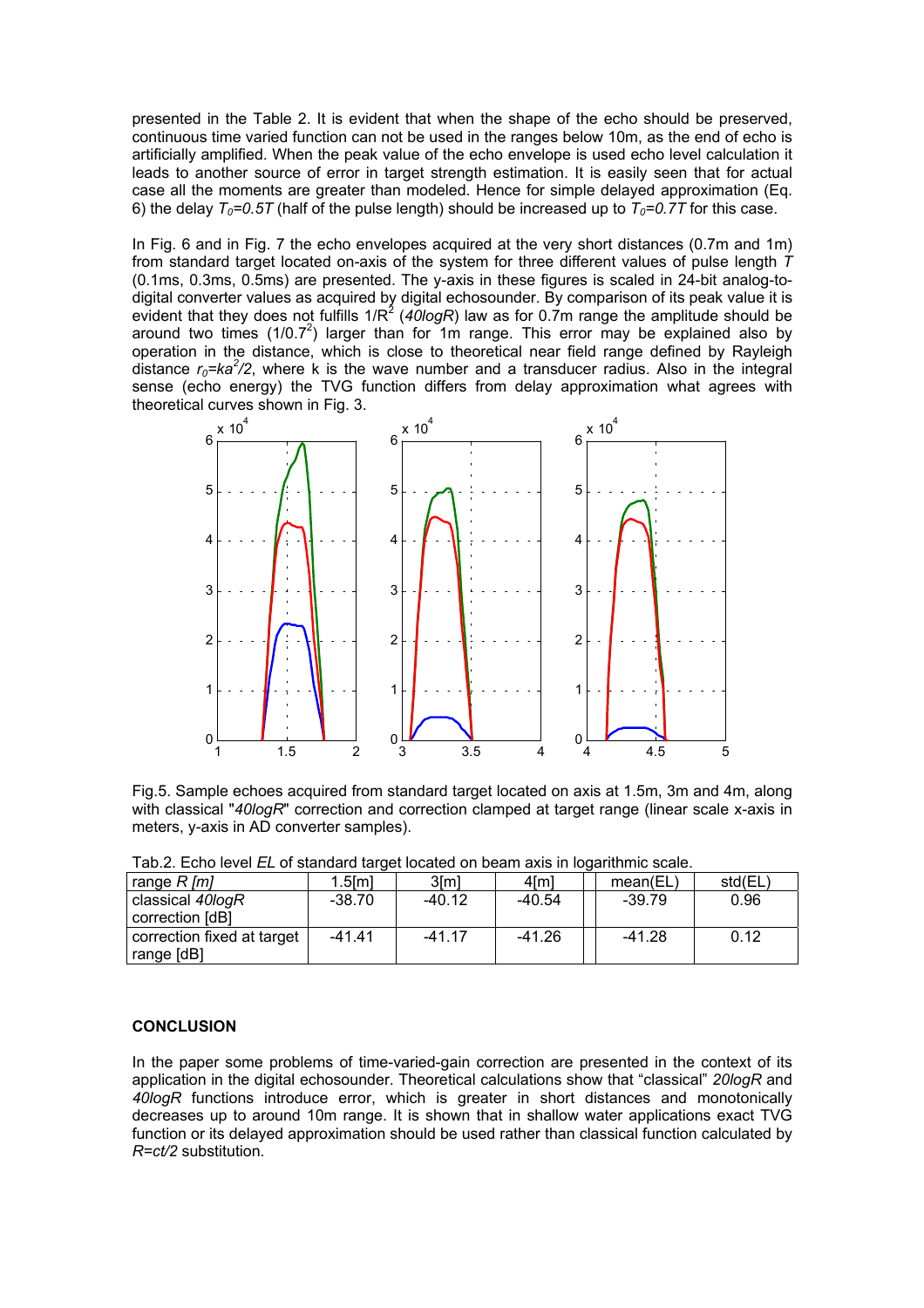presented in the Table 2. It is evident that when the shape of the echo should be preserved, continuous time varied function can not be used in the ranges below 10m, as the end of echo is artificially amplified. When the peak value of the echo envelope is used echo level calculation it leads to another source of error in target strength estimation. It is easily seen that for actual case all the moments are greater than modeled. Hence for simple delayed approximation (Eq. 6) the delay $T_0=0.5T$ (half of the pulse length) should be increased up to $T_0=0.7T$ for this case.

In Fig. 6 and in Fig. 7 the echo envelopes acquired at the very short distances (0.7m and 1m) from standard target located on-axis of the system for three different values of pulse length $T$ (0.1ms, 0.3ms, 0.5ms) are presented. The y-axis in these figures is scaled in 24-bit analog-to-digital converter values as acquired by digital echosounder. By comparison of its peak value it is evident that they does not fulfills $1/R^2$ (*40logR*) law as for 0.7m range the amplitude should be around two times ($1/0.7^2$) larger than for 1m range. This error may be explained also by operation in the distance, which is close to theoretical near field range defined by Rayleigh distance $r_0=ka^2/2$, where k is the wave number and a transducer radius. Also in the integral sense (echo energy) the TVG function differs from delay approximation what agrees with theoretical curves shown in Fig. 3.

Fig.5. Sample echoes acquired from standard target located on axis at 1.5m, 3m and 4m, along with classical "*40logR*" correction and correction clamped at target range (linear scale x-axis in meters, y-axis in AD converter samples).

Tab.2. Echo level *EL* of standard target located on beam axis in logarithmic scale.

| range *R [m]* | 1.5[m] | 3[m] | 4[m] | | mean(EL) | std(EL) |
|---|---|---|---|---|---|---|
| classical *40logR* correction [dB] | -38.70 | -40.12 | -40.54 | | -39.79 | 0.96 |
| correction fixed at target range [dB] | -41.41 | -41.17 | -41.26 | | -41.28 | 0.12 |

## CONCLUSION

In the paper some problems of time-varied-gain correction are presented in the context of its application in the digital echosounder. Theoretical calculations show that "classical" *20logR* and *40logR* functions introduce error, which is greater in short distances and monotonically decreases up to around 10m range. It is shown that in shallow water applications exact TVG function or its delayed approximation should be used rather than classical function calculated by $R=ct/2$ substitution.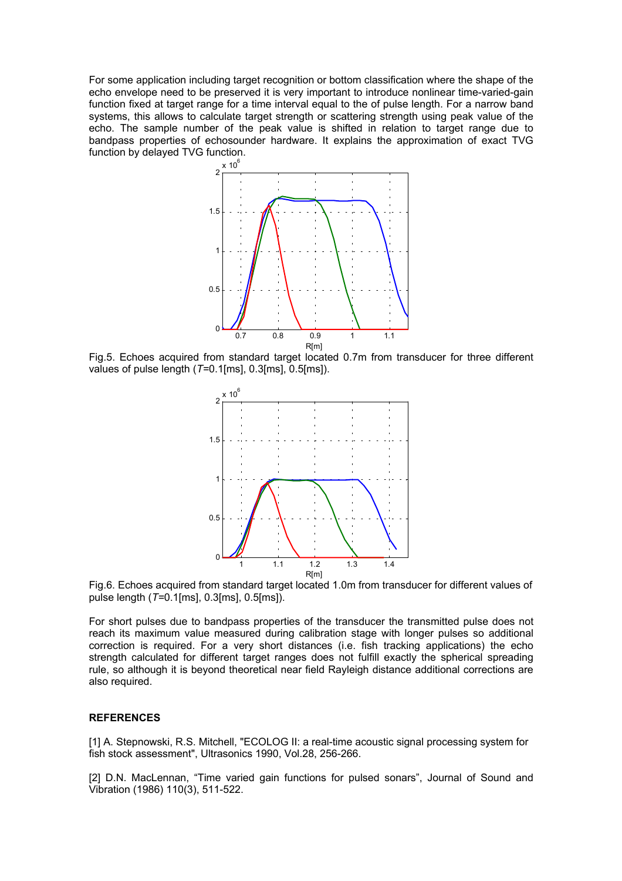For some application including target recognition or bottom classification where the shape of the echo envelope need to be preserved it is very important to introduce nonlinear time-varied-gain function fixed at target range for a time interval equal to the of pulse length. For a narrow band systems, this allows to calculate target strength or scattering strength using peak value of the echo. The sample number of the peak value is shifted in relation to target range due to bandpass properties of echosounder hardware. It explains the approximation of exact TVG function by delayed TVG function.

x 10^6
2
1.5
1
0.5
0
0.7 0.8 0.9 1 1.1
R[m]

Fig.5. Echoes acquired from standard target located 0.7m from transducer for three different values of pulse length ($T$=0.1[ms], 0.3[ms], 0.5[ms]).

x 10^6
2
1.5
1
0.5
0
1 1.1 1.2 1.3 1.4
R[m]

Fig.6. Echoes acquired from standard target located 1.0m from transducer for different values of pulse length ($T$=0.1[ms], 0.3[ms], 0.5[ms]).

For short pulses due to bandpass properties of the transducer the transmitted pulse does not reach its maximum value measured during calibration stage with longer pulses so additional correction is required. For a very short distances (i.e. fish tracking applications) the echo strength calculated for different target ranges does not fulfill exactly the spherical spreading rule, so although it is beyond theoretical near field Rayleigh distance additional corrections are also required.

## REFERENCES

[1] A. Stepnowski, R.S. Mitchell, "ECOLOG II: a real-time acoustic signal processing system for fish stock assessment", Ultrasonics 1990, Vol.28, 256-266.

[2] D.N. MacLennan, "Time varied gain functions for pulsed sonars", Journal of Sound and Vibration (1986) 110(3), 511-522.